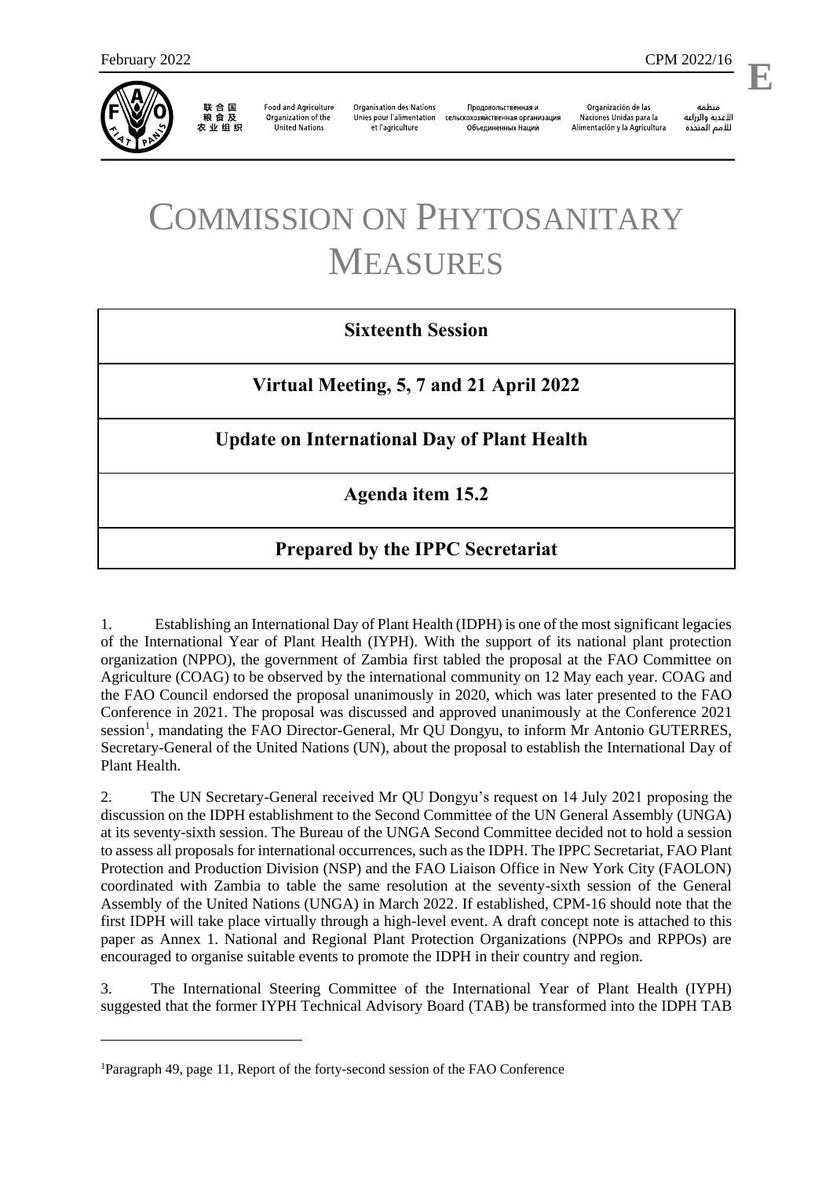February 2022 CPM 2022/16

**E**

联合国粮食及农业组织 | Food and Agriculture Organization of the United Nations | Organisation des Nations Unies pour l'alimentation et l'agriculture | Продовольственная и сельскохозяйственная организация Объединенных Наций | Organización de las Naciones Unidas para la Alimentación y la Agricultura | منظمة الأغذية والزراعة للأمم المتحدة

# COMMISSION ON PHYTOSANITARY MEASURES

**Sixteenth Session**

**Virtual Meeting, 5, 7 and 21 April 2022**

**Update on International Day of Plant Health**

**Agenda item 15.2**

**Prepared by the IPPC Secretariat**

1. Establishing an International Day of Plant Health (IDPH) is one of the most significant legacies of the International Year of Plant Health (IYPH). With the support of its national plant protection organization (NPPO), the government of Zambia first tabled the proposal at the FAO Committee on Agriculture (COAG) to be observed by the international community on 12 May each year. COAG and the FAO Council endorsed the proposal unanimously in 2020, which was later presented to the FAO Conference in 2021. The proposal was discussed and approved unanimously at the Conference 2021 session[1], mandating the FAO Director-General, Mr QU Dongyu, to inform Mr Antonio GUTERRES, Secretary-General of the United Nations (UN), about the proposal to establish the International Day of Plant Health.

2. The UN Secretary-General received Mr QU Dongyu's request on 14 July 2021 proposing the discussion on the IDPH establishment to the Second Committee of the UN General Assembly (UNGA) at its seventy-sixth session. The Bureau of the UNGA Second Committee decided not to hold a session to assess all proposals for international occurrences, such as the IDPH. The IPPC Secretariat, FAO Plant Protection and Production Division (NSP) and the FAO Liaison Office in New York City (FAOLON) coordinated with Zambia to table the same resolution at the seventy-sixth session of the General Assembly of the United Nations (UNGA) in March 2022. If established, CPM-16 should note that the first IDPH will take place virtually through a high-level event. A draft concept note is attached to this paper as Annex 1. National and Regional Plant Protection Organizations (NPPOs and RPPOs) are encouraged to organise suitable events to promote the IDPH in their country and region.

3. The International Steering Committee of the International Year of Plant Health (IYPH) suggested that the former IYPH Technical Advisory Board (TAB) be transformed into the IDPH TAB

[1]Paragraph 49, page 11, Report of the forty-second session of the FAO Conference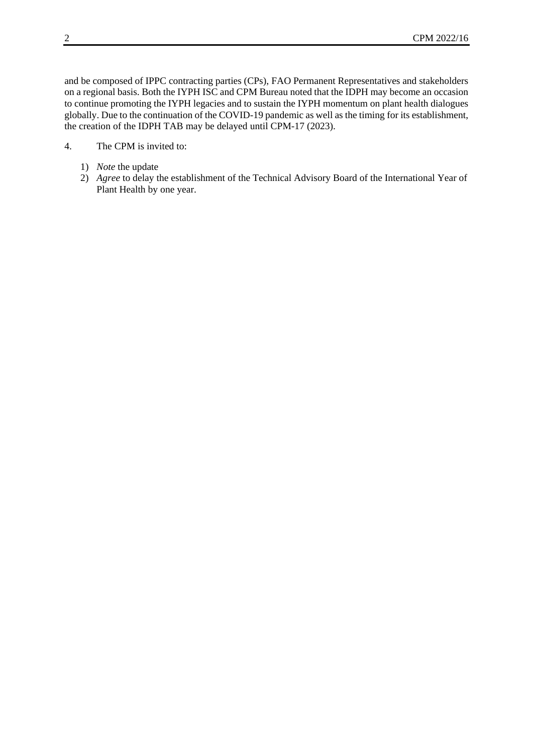and be composed of IPPC contracting parties (CPs), FAO Permanent Representatives and stakeholders on a regional basis. Both the IYPH ISC and CPM Bureau noted that the IDPH may become an occasion to continue promoting the IYPH legacies and to sustain the IYPH momentum on plant health dialogues globally. Due to the continuation of the COVID-19 pandemic as well as the timing for its establishment, the creation of the IDPH TAB may be delayed until CPM-17 (2023).

4. The CPM is invited to:

1) *Note* the update
2) *Agree* to delay the establishment of the Technical Advisory Board of the International Year of Plant Health by one year.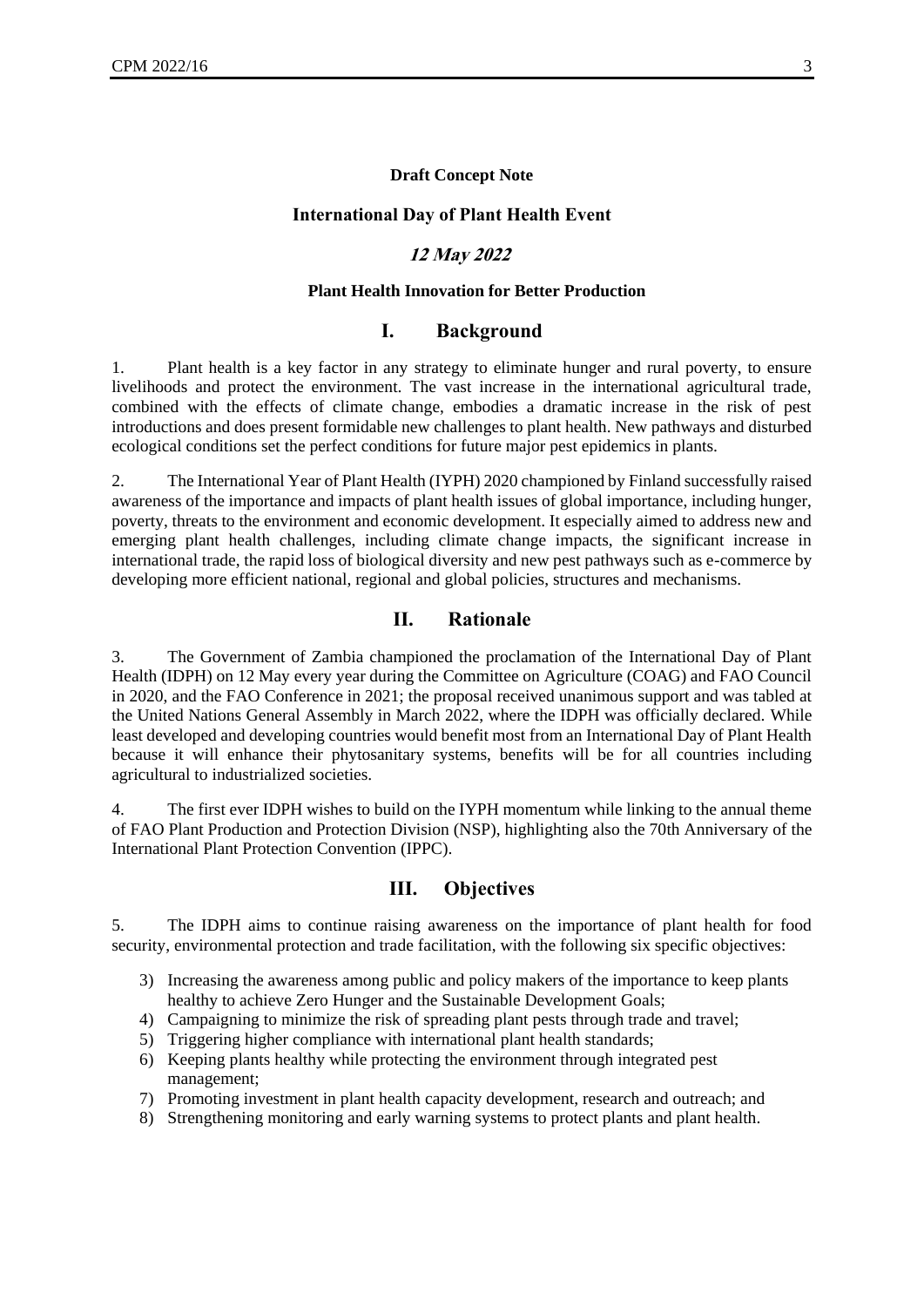**Draft Concept Note**

**International Day of Plant Health Event**

***12 May 2022***

**Plant Health Innovation for Better Production**

## I. Background

1. Plant health is a key factor in any strategy to eliminate hunger and rural poverty, to ensure livelihoods and protect the environment. The vast increase in the international agricultural trade, combined with the effects of climate change, embodies a dramatic increase in the risk of pest introductions and does present formidable new challenges to plant health. New pathways and disturbed ecological conditions set the perfect conditions for future major pest epidemics in plants.

2. The International Year of Plant Health (IYPH) 2020 championed by Finland successfully raised awareness of the importance and impacts of plant health issues of global importance, including hunger, poverty, threats to the environment and economic development. It especially aimed to address new and emerging plant health challenges, including climate change impacts, the significant increase in international trade, the rapid loss of biological diversity and new pest pathways such as e-commerce by developing more efficient national, regional and global policies, structures and mechanisms.

## II. Rationale

3. The Government of Zambia championed the proclamation of the International Day of Plant Health (IDPH) on 12 May every year during the Committee on Agriculture (COAG) and FAO Council in 2020, and the FAO Conference in 2021; the proposal received unanimous support and was tabled at the United Nations General Assembly in March 2022, where the IDPH was officially declared. While least developed and developing countries would benefit most from an International Day of Plant Health because it will enhance their phytosanitary systems, benefits will be for all countries including agricultural to industrialized societies.

4. The first ever IDPH wishes to build on the IYPH momentum while linking to the annual theme of FAO Plant Production and Protection Division (NSP), highlighting also the 70th Anniversary of the International Plant Protection Convention (IPPC).

## III. Objectives

5. The IDPH aims to continue raising awareness on the importance of plant health for food security, environmental protection and trade facilitation, with the following six specific objectives:

3) Increasing the awareness among public and policy makers of the importance to keep plants healthy to achieve Zero Hunger and the Sustainable Development Goals;
4) Campaigning to minimize the risk of spreading plant pests through trade and travel;
5) Triggering higher compliance with international plant health standards;
6) Keeping plants healthy while protecting the environment through integrated pest management;
7) Promoting investment in plant health capacity development, research and outreach; and
8) Strengthening monitoring and early warning systems to protect plants and plant health.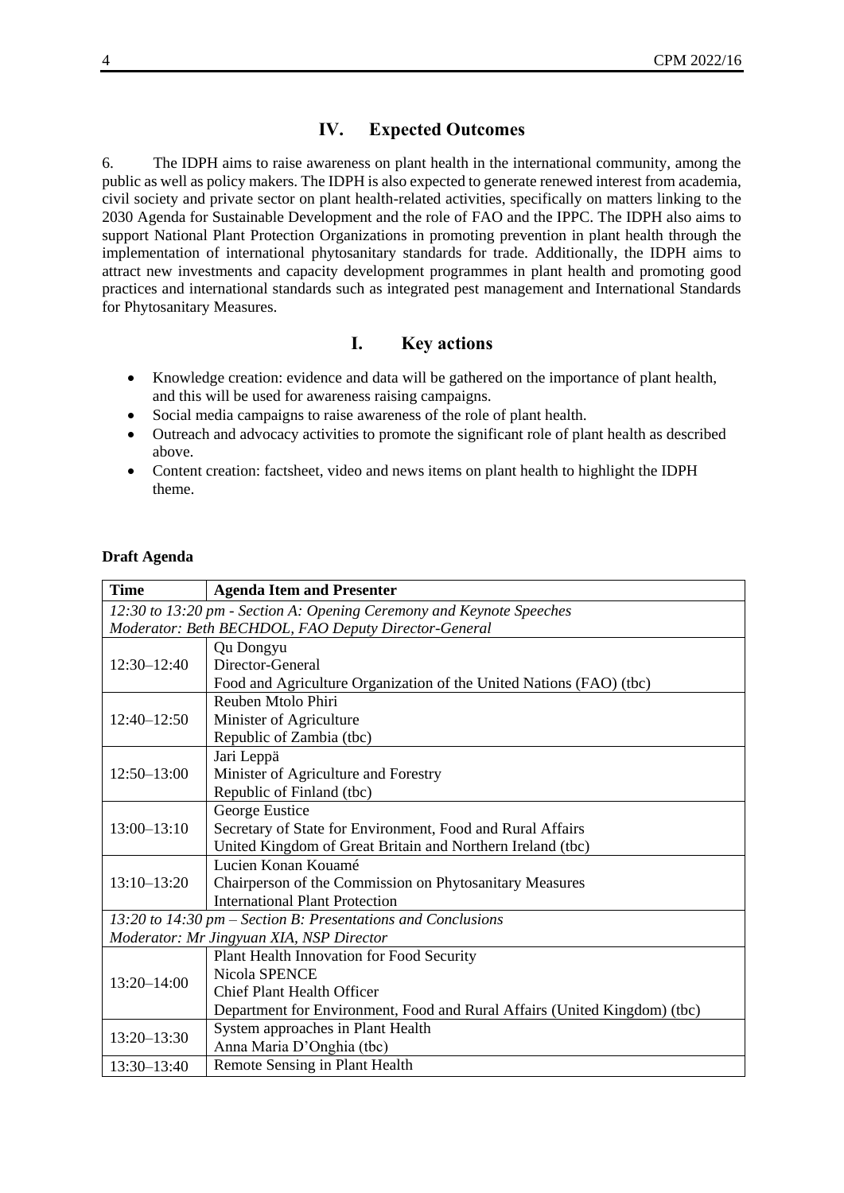## IV. Expected Outcomes

6. The IDPH aims to raise awareness on plant health in the international community, among the public as well as policy makers. The IDPH is also expected to generate renewed interest from academia, civil society and private sector on plant health-related activities, specifically on matters linking to the 2030 Agenda for Sustainable Development and the role of FAO and the IPPC. The IDPH also aims to support National Plant Protection Organizations in promoting prevention in plant health through the implementation of international phytosanitary standards for trade. Additionally, the IDPH aims to attract new investments and capacity development programmes in plant health and promoting good practices and international standards such as integrated pest management and International Standards for Phytosanitary Measures.

## I. Key actions

- Knowledge creation: evidence and data will be gathered on the importance of plant health, and this will be used for awareness raising campaigns.
- Social media campaigns to raise awareness of the role of plant health.
- Outreach and advocacy activities to promote the significant role of plant health as described above.
- Content creation: factsheet, video and news items on plant health to highlight the IDPH theme.

**Draft Agenda**

| Time | Agenda Item and Presenter |
|---|---|
| *12:30 to 13:20 pm - Section A: Opening Ceremony and Keynote Speeches<br>Moderator: Beth BECHDOL, FAO Deputy Director-General* | |
| 12:30–12:40 | Qu Dongyu<br>Director-General<br>Food and Agriculture Organization of the United Nations (FAO) (tbc) |
| 12:40–12:50 | Reuben Mtolo Phiri<br>Minister of Agriculture<br>Republic of Zambia (tbc) |
| 12:50–13:00 | Jari Leppä<br>Minister of Agriculture and Forestry<br>Republic of Finland (tbc) |
| 13:00–13:10 | George Eustice<br>Secretary of State for Environment, Food and Rural Affairs<br>United Kingdom of Great Britain and Northern Ireland (tbc) |
| 13:10–13:20 | Lucien Konan Kouamé<br>Chairperson of the Commission on Phytosanitary Measures<br>International Plant Protection |
| *13:20 to 14:30 pm – Section B: Presentations and Conclusions<br>Moderator: Mr Jingyuan XIA, NSP Director* | |
| 13:20–14:00 | Plant Health Innovation for Food Security<br>Nicola SPENCE<br>Chief Plant Health Officer<br>Department for Environment, Food and Rural Affairs (United Kingdom) (tbc) |
| 13:20–13:30 | System approaches in Plant Health<br>Anna Maria D'Onghia (tbc) |
| 13:30–13:40 | Remote Sensing in Plant Health |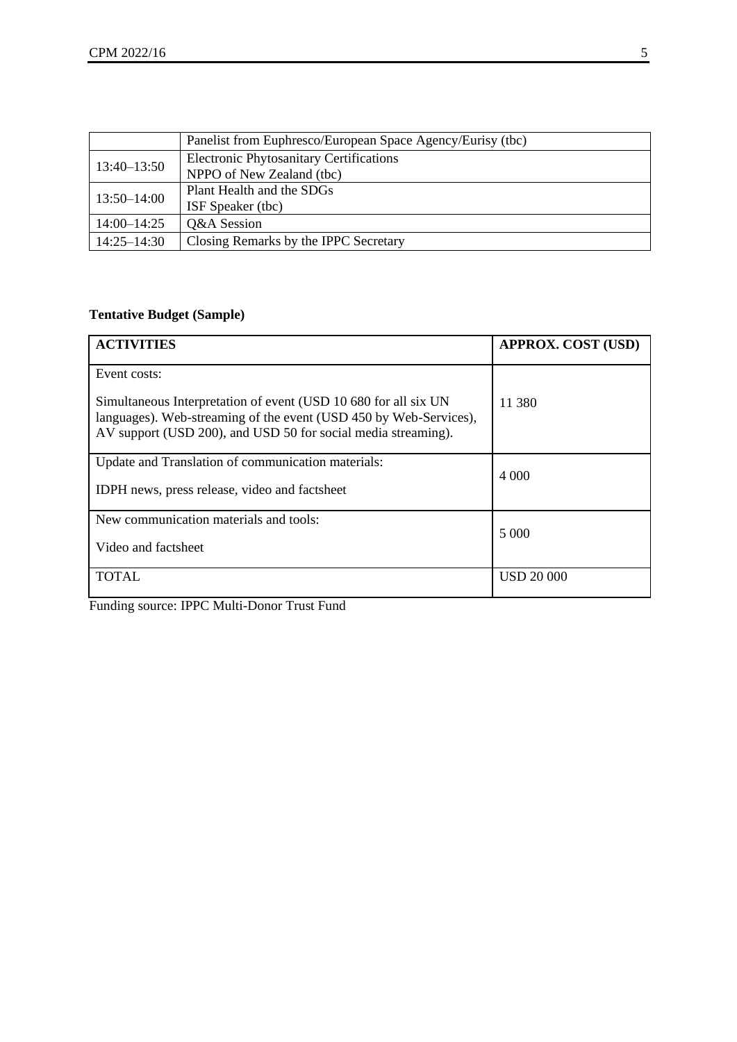| | |
|---|---|
| | Panelist from Euphresco/European Space Agency/Eurisy (tbc) |
| 13:40–13:50 | Electronic Phytosanitary Certifications<br>NPPO of New Zealand (tbc) |
| 13:50–14:00 | Plant Health and the SDGs<br>ISF Speaker (tbc) |
| 14:00–14:25 | Q&A Session |
| 14:25–14:30 | Closing Remarks by the IPPC Secretary |

**Tentative Budget (Sample)**

| **ACTIVITIES** | **APPROX. COST (USD)** |
|---|---|
| Event costs:<br><br>Simultaneous Interpretation of event (USD 10 680 for all six UN languages). Web-streaming of the event (USD 450 by Web-Services), AV support (USD 200), and USD 50 for social media streaming). | 11 380 |
| Update and Translation of communication materials:<br><br>IDPH news, press release, video and factsheet | 4 000 |
| New communication materials and tools:<br><br>Video and factsheet | 5 000 |
| TOTAL | USD 20 000 |

Funding source: IPPC Multi-Donor Trust Fund